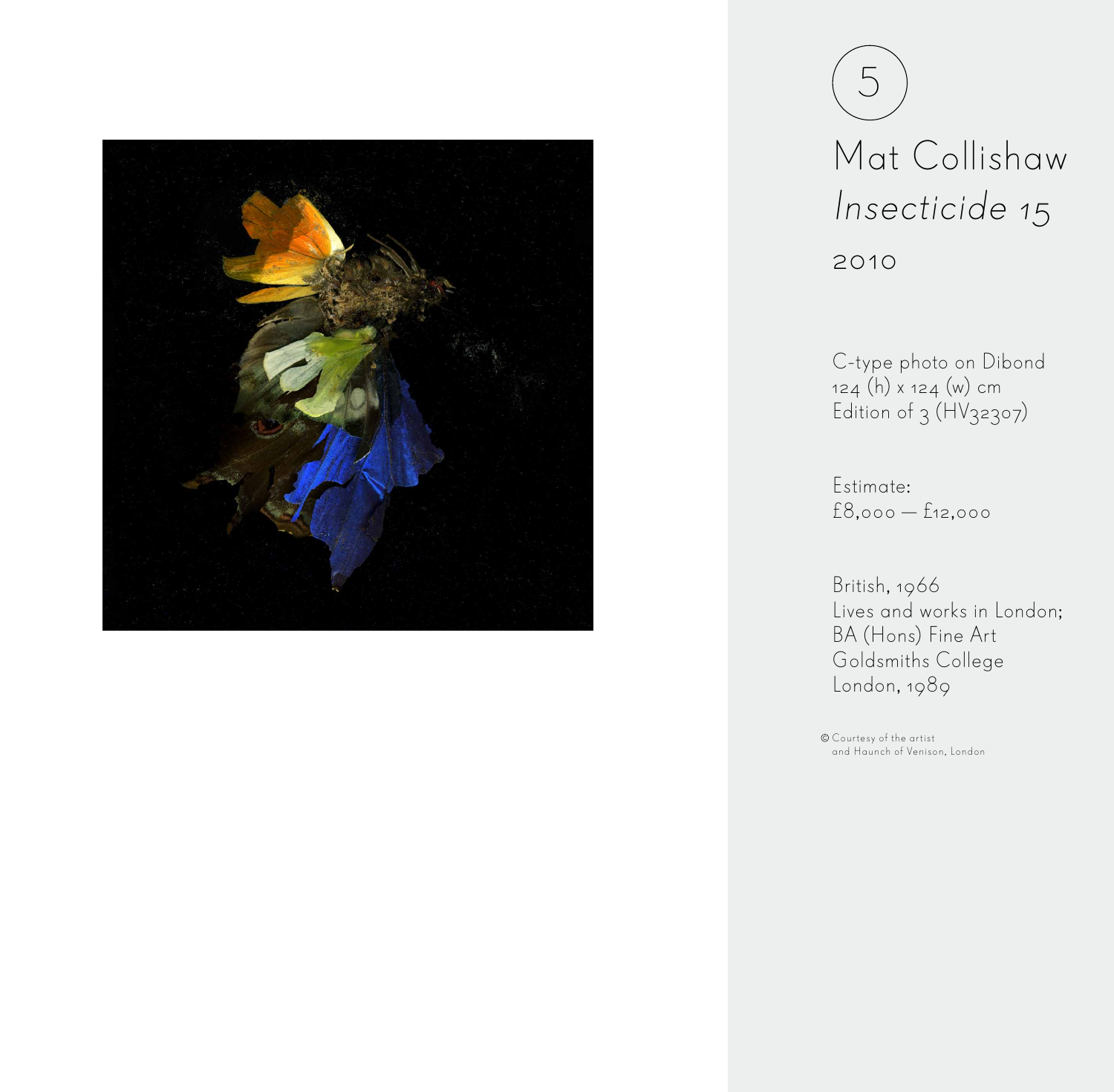5

# Mat Collishaw

## *Insecticide 15*

2010

C-type photo on Dibond
124 (h) x 124 (w) cm
Edition of 3 (HV32307)

Estimate:
£8,000 — £12,000

British, 1966
Lives and works in London;
BA (Hons) Fine Art
Goldsmiths College
London, 1989

© Courtesy of the artist
and Haunch of Venison, London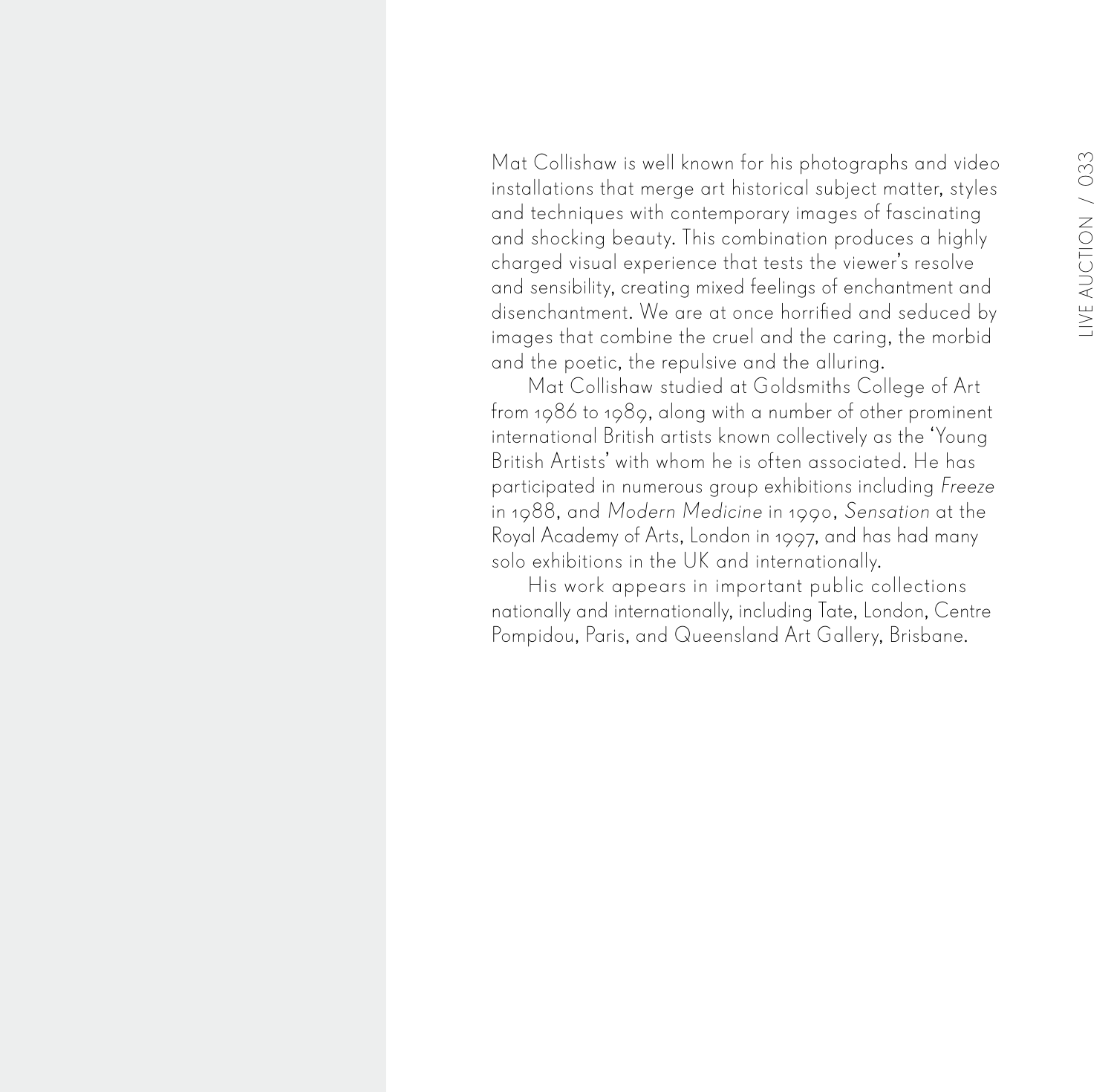Mat Collishaw is well known for his photographs and video installations that merge art historical subject matter, styles and techniques with contemporary images of fascinating and shocking beauty. This combination produces a highly charged visual experience that tests the viewer's resolve and sensibility, creating mixed feelings of enchantment and disenchantment. We are at once horrified and seduced by images that combine the cruel and the caring, the morbid and the poetic, the repulsive and the alluring.

Mat Collishaw studied at Goldsmiths College of Art from 1986 to 1989, along with a number of other prominent international British artists known collectively as the 'Young British Artists' with whom he is often associated. He has participated in numerous group exhibitions including *Freeze* in 1988, and *Modern Medicine* in 1990, *Sensation* at the Royal Academy of Arts, London in 1997, and has had many solo exhibitions in the UK and internationally.

His work appears in important public collections nationally and internationally, including Tate, London, Centre Pompidou, Paris, and Queensland Art Gallery, Brisbane.